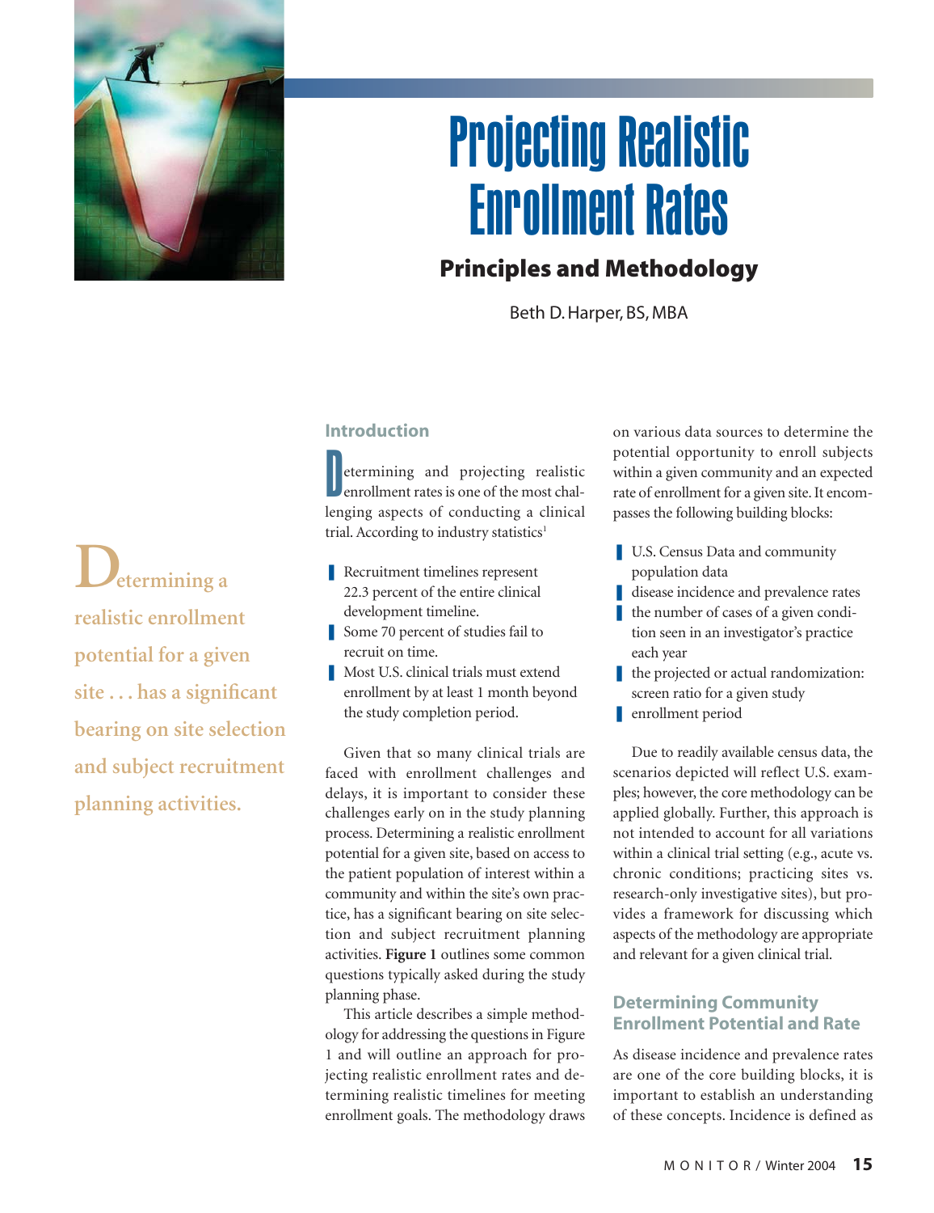# Projecting Realistic Enrollment Rates

## Principles and Methodology

Beth D. Harper, BS, MBA

**Determining a realistic enrollment potential for a given site . . . has a significant bearing on site selection and subject recruitment planning activities.**

### Introduction

Determining and projecting realistic enrollment rates is one of the most challenging aspects of conducting a clinical trial. According to industry statistics[1]

- Recruitment timelines represent 22.3 percent of the entire clinical development timeline.
- Some 70 percent of studies fail to recruit on time.
- Most U.S. clinical trials must extend enrollment by at least 1 month beyond the study completion period.

Given that so many clinical trials are faced with enrollment challenges and delays, it is important to consider these challenges early on in the study planning process. Determining a realistic enrollment potential for a given site, based on access to the patient population of interest within a community and within the site's own practice, has a significant bearing on site selection and subject recruitment planning activities. **Figure 1** outlines some common questions typically asked during the study planning phase.

This article describes a simple methodology for addressing the questions in Figure 1 and will outline an approach for projecting realistic enrollment rates and determining realistic timelines for meeting enrollment goals. The methodology draws on various data sources to determine the potential opportunity to enroll subjects within a given community and an expected rate of enrollment for a given site. It encompasses the following building blocks:

- U.S. Census Data and community population data
- disease incidence and prevalence rates
- the number of cases of a given condition seen in an investigator's practice each year
- the projected or actual randomization: screen ratio for a given study
- enrollment period

Due to readily available census data, the scenarios depicted will reflect U.S. examples; however, the core methodology can be applied globally. Further, this approach is not intended to account for all variations within a clinical trial setting (e.g., acute vs. chronic conditions; practicing sites vs. research-only investigative sites), but provides a framework for discussing which aspects of the methodology are appropriate and relevant for a given clinical trial.

### Determining Community Enrollment Potential and Rate

As disease incidence and prevalence rates are one of the core building blocks, it is important to establish an understanding of these concepts. Incidence is defined as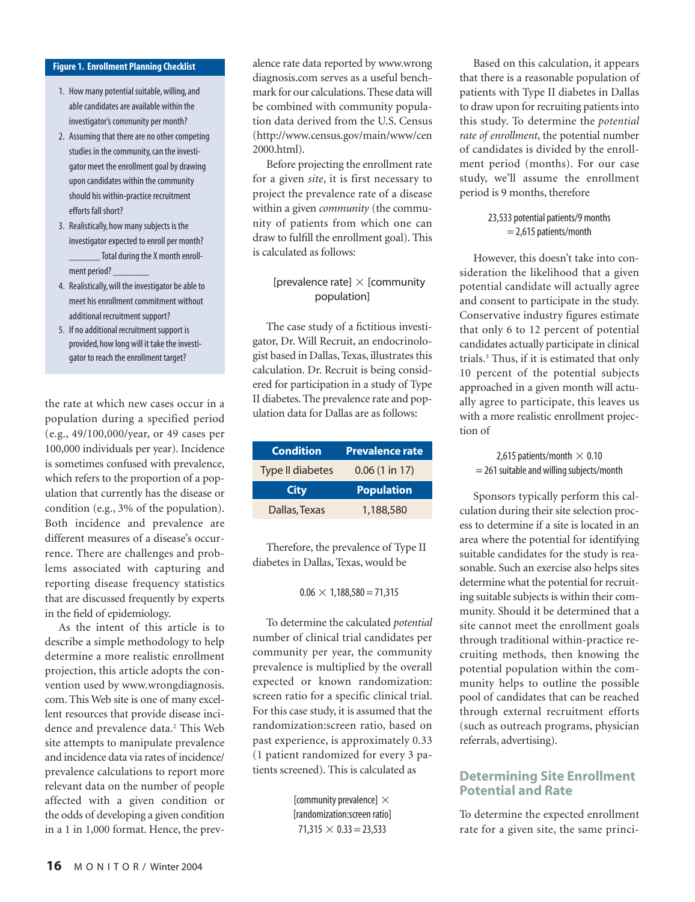**Figure 1. Enrollment Planning Checklist**

1. How many potential suitable, willing, and able candidates are available within the investigator's community per month?
2. Assuming that there are no other competing studies in the community, can the investigator meet the enrollment goal by drawing upon candidates within the community should his within-practice recruitment efforts fall short?
3. Realistically, how many subjects is the investigator expected to enroll per month? _______ Total during the X month enrollment period? ________
4. Realistically, will the investigator be able to meet his enrollment commitment without additional recruitment support?
5. If no additional recruitment support is provided, how long will it take the investigator to reach the enrollment target?

the rate at which new cases occur in a population during a specified period (e.g., 49/100,000/year, or 49 cases per 100,000 individuals per year). Incidence is sometimes confused with prevalence, which refers to the proportion of a population that currently has the disease or condition (e.g., 3% of the population). Both incidence and prevalence are different measures of a disease's occurrence. There are challenges and problems associated with capturing and reporting disease frequency statistics that are discussed frequently by experts in the field of epidemiology.

As the intent of this article is to describe a simple methodology to help determine a more realistic enrollment projection, this article adopts the convention used by www.wrongdiagnosis.com. This Web site is one of many excellent resources that provide disease incidence and prevalence data.[2] This Web site attempts to manipulate prevalence and incidence data via rates of incidence/prevalence calculations to report more relevant data on the number of people affected with a given condition or the odds of developing a given condition in a 1 in 1,000 format. Hence, the prevalence rate data reported by www.wrongdiagnosis.com serves as a useful benchmark for our calculations. These data will be combined with community population data derived from the U.S. Census (http://www.census.gov/main/www/cen2000.html).

Before projecting the enrollment rate for a given *site*, it is first necessary to project the prevalence rate of a disease within a given *community* (the community of patients from which one can draw to fulfill the enrollment goal). This is calculated as follows:

$$[\text{prevalence rate}] \times [\text{community population}]$$

The case study of a fictitious investigator, Dr. Will Recruit, an endocrinologist based in Dallas, Texas, illustrates this calculation. Dr. Recruit is being considered for participation in a study of Type II diabetes. The prevalence rate and population data for Dallas are as follows:

| Condition | Prevalence rate |
|---|---|
| Type II diabetes | 0.06 (1 in 17) |
| **City** | **Population** |
| Dallas, Texas | 1,188,580 |

Therefore, the prevalence of Type II diabetes in Dallas, Texas, would be

$$0.06 \times 1{,}188{,}580 = 71{,}315$$

To determine the calculated *potential* number of clinical trial candidates per community per year, the community prevalence is multiplied by the overall expected or known randomization: screen ratio for a specific clinical trial. For this case study, it is assumed that the randomization:screen ratio, based on past experience, is approximately 0.33 (1 patient randomized for every 3 patients screened). This is calculated as

$$[\text{community prevalence}] \times [\text{randomization:screen ratio}]$$
$$71{,}315 \times 0.33 = 23{,}533$$

Based on this calculation, it appears that there is a reasonable population of patients with Type II diabetes in Dallas to draw upon for recruiting patients into this study. To determine the *potential rate of enrollment*, the potential number of candidates is divided by the enrollment period (months). For our case study, we'll assume the enrollment period is 9 months, therefore

$$23{,}533 \text{ potential patients/9 months} = 2{,}615 \text{ patients/month}$$

However, this doesn't take into consideration the likelihood that a given potential candidate will actually agree and consent to participate in the study. Conservative industry figures estimate that only 6 to 12 percent of potential candidates actually participate in clinical trials.[3] Thus, if it is estimated that only 10 percent of the potential subjects approached in a given month will actually agree to participate, this leaves us with a more realistic enrollment projection of

$$2{,}615 \text{ patients/month} \times 0.10 = 261 \text{ suitable and willing subjects/month}$$

Sponsors typically perform this calculation during their site selection process to determine if a site is located in an area where the potential for identifying suitable candidates for the study is reasonable. Such an exercise also helps sites determine what the potential for recruiting suitable subjects is within their community. Should it be determined that a site cannot meet the enrollment goals through traditional within-practice recruiting methods, then knowing the potential population within the community helps to outline the possible pool of candidates that can be reached through external recruitment efforts (such as outreach programs, physician referrals, advertising).

## Determining Site Enrollment Potential and Rate

To determine the expected enrollment rate for a given site, the same princi-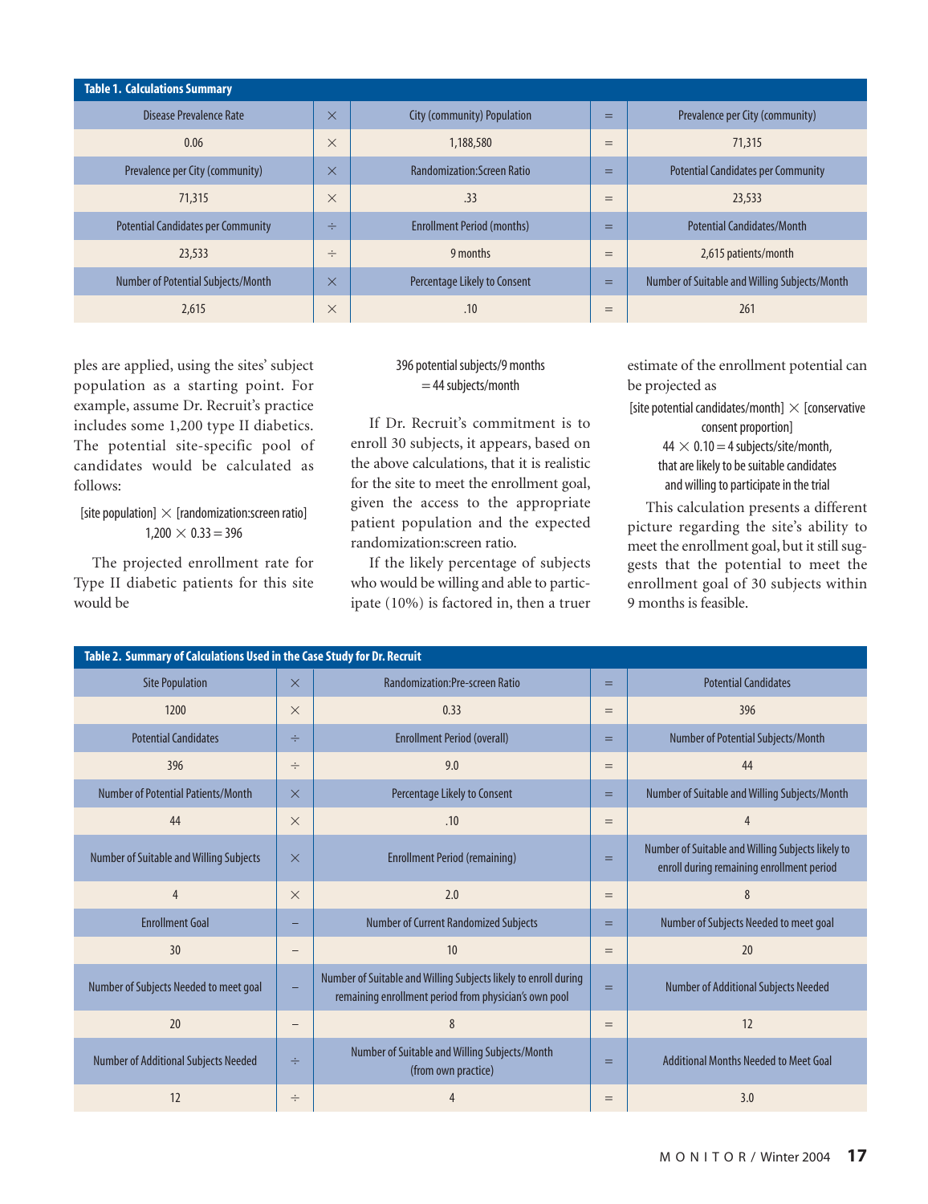**Table 1. Calculations Summary**

| Disease Prevalence Rate | × | City (community) Population | = | Prevalence per City (community) |
|---|---|---|---|---|
| 0.06 | × | 1,188,580 | = | 71,315 |
| Prevalence per City (community) | × | Randomization:Screen Ratio | = | Potential Candidates per Community |
| 71,315 | × | .33 | = | 23,533 |
| Potential Candidates per Community | ÷ | Enrollment Period (months) | = | Potential Candidates/Month |
| 23,533 | ÷ | 9 months | = | 2,615 patients/month |
| Number of Potential Subjects/Month | × | Percentage Likely to Consent | = | Number of Suitable and Willing Subjects/Month |
| 2,615 | × | .10 | = | 261 |

ples are applied, using the sites' subject population as a starting point. For example, assume Dr. Recruit's practice includes some 1,200 type II diabetics. The potential site-specific pool of candidates would be calculated as follows:

[site population] × [randomization:screen ratio]
$1{,}200 \times 0.33 = 396$

The projected enrollment rate for Type II diabetic patients for this site would be

396 potential subjects/9 months
= 44 subjects/month

If Dr. Recruit's commitment is to enroll 30 subjects, it appears, based on the above calculations, that it is realistic for the site to meet the enrollment goal, given the access to the appropriate patient population and the expected randomization:screen ratio.

If the likely percentage of subjects who would be willing and able to participate (10%) is factored in, then a truer estimate of the enrollment potential can be projected as

[site potential candidates/month] × [conservative consent proportion]
$44 \times 0.10 = 4$ subjects/site/month,
that are likely to be suitable candidates and willing to participate in the trial

This calculation presents a different picture regarding the site's ability to meet the enrollment goal, but it still suggests that the potential to meet the enrollment goal of 30 subjects within 9 months is feasible.

**Table 2. Summary of Calculations Used in the Case Study for Dr. Recruit**

| Site Population | × | Randomization:Pre-screen Ratio | = | Potential Candidates |
|---|---|---|---|---|
| 1200 | × | 0.33 | = | 396 |
| Potential Candidates | ÷ | Enrollment Period (overall) | = | Number of Potential Subjects/Month |
| 396 | ÷ | 9.0 | = | 44 |
| Number of Potential Patients/Month | × | Percentage Likely to Consent | = | Number of Suitable and Willing Subjects/Month |
| 44 | × | .10 | = | 4 |
| Number of Suitable and Willing Subjects | × | Enrollment Period (remaining) | = | Number of Suitable and Willing Subjects likely to enroll during remaining enrollment period |
| 4 | × | 2.0 | = | 8 |
| Enrollment Goal | – | Number of Current Randomized Subjects | = | Number of Subjects Needed to meet goal |
| 30 | – | 10 | = | 20 |
| Number of Subjects Needed to meet goal | – | Number of Suitable and Willing Subjects likely to enroll during remaining enrollment period from physician's own pool | = | Number of Additional Subjects Needed |
| 20 | – | 8 | = | 12 |
| Number of Additional Subjects Needed | ÷ | Number of Suitable and Willing Subjects/Month (from own practice) | = | Additional Months Needed to Meet Goal |
| 12 | ÷ | 4 | = | 3.0 |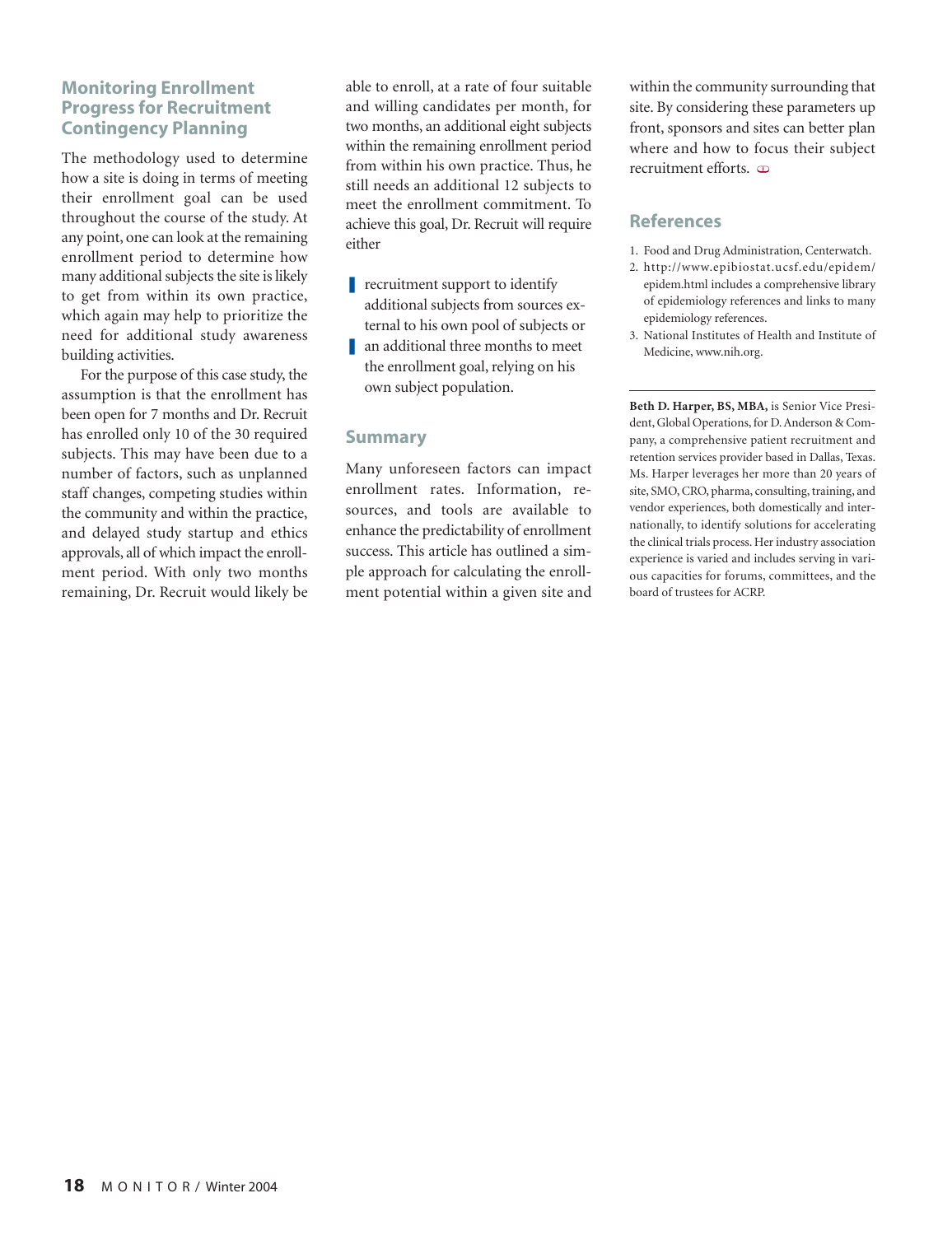## Monitoring Enrollment Progress for Recruitment Contingency Planning

The methodology used to determine how a site is doing in terms of meeting their enrollment goal can be used throughout the course of the study. At any point, one can look at the remaining enrollment period to determine how many additional subjects the site is likely to get from within its own practice, which again may help to prioritize the need for additional study awareness building activities.

For the purpose of this case study, the assumption is that the enrollment has been open for 7 months and Dr. Recruit has enrolled only 10 of the 30 required subjects. This may have been due to a number of factors, such as unplanned staff changes, competing studies within the community and within the practice, and delayed study startup and ethics approvals, all of which impact the enrollment period. With only two months remaining, Dr. Recruit would likely be able to enroll, at a rate of four suitable and willing candidates per month, for two months, an additional eight subjects within the remaining enrollment period from within his own practice. Thus, he still needs an additional 12 subjects to meet the enrollment commitment. To achieve this goal, Dr. Recruit will require either

- recruitment support to identify additional subjects from sources external to his own pool of subjects or
- an additional three months to meet the enrollment goal, relying on his own subject population.

## Summary

Many unforeseen factors can impact enrollment rates. Information, resources, and tools are available to enhance the predictability of enrollment success. This article has outlined a simple approach for calculating the enrollment potential within a given site and within the community surrounding that site. By considering these parameters up front, sponsors and sites can better plan where and how to focus their subject recruitment efforts.

## References

1. Food and Drug Administration, Centerwatch.
2. http://www.epibiostat.ucsf.edu/epidem/epidem.html includes a comprehensive library of epidemiology references and links to many epidemiology references.
3. National Institutes of Health and Institute of Medicine, www.nih.org.

---

**Beth D. Harper, BS, MBA,** is Senior Vice President, Global Operations, for D. Anderson & Company, a comprehensive patient recruitment and retention services provider based in Dallas, Texas. Ms. Harper leverages her more than 20 years of site, SMO, CRO, pharma, consulting, training, and vendor experiences, both domestically and internationally, to identify solutions for accelerating the clinical trials process. Her industry association experience is varied and includes serving in various capacities for forums, committees, and the board of trustees for ACRP.